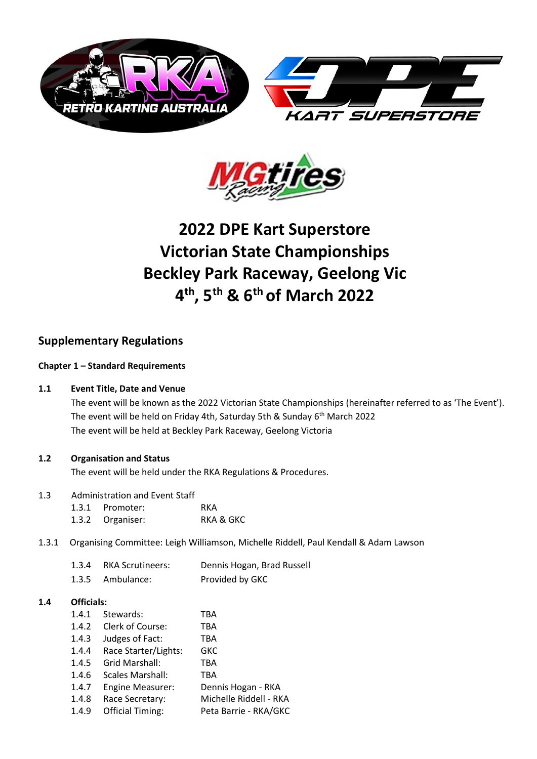# 2022 DPE Kart Superstore Victorian State Championships Beckley Park Raceway, Geelong Vic 4th, 5th & 6th of March 2022

## Supplementary Regulations

### Chapter 1 – Standard Requirements

**1.1 Event Title, Date and Venue**

The event will be known as the 2022 Victorian State Championships (hereinafter referred to as 'The Event').
The event will be held on Friday 4th, Saturday 5th & Sunday 6th March 2022
The event will be held at Beckley Park Raceway, Geelong Victoria

**1.2 Organisation and Status**

The event will be held under the RKA Regulations & Procedures.

1.3 Administration and Event Staff

| | | |
|---|---|---|
| 1.3.1 | Promoter: | RKA |
| 1.3.2 | Organiser: | RKA & GKC |

1.3.1 Organising Committee: Leigh Williamson, Michelle Riddell, Paul Kendall & Adam Lawson

| | | |
|---|---|---|
| 1.3.4 | RKA Scrutineers: | Dennis Hogan, Brad Russell |
| 1.3.5 | Ambulance: | Provided by GKC |

**1.4 Officials:**

| | | |
|---|---|---|
| 1.4.1 | Stewards: | TBA |
| 1.4.2 | Clerk of Course: | TBA |
| 1.4.3 | Judges of Fact: | TBA |
| 1.4.4 | Race Starter/Lights: | GKC |
| 1.4.5 | Grid Marshall: | TBA |
| 1.4.6 | Scales Marshall: | TBA |
| 1.4.7 | Engine Measurer: | Dennis Hogan - RKA |
| 1.4.8 | Race Secretary: | Michelle Riddell - RKA |
| 1.4.9 | Official Timing: | Peta Barrie - RKA/GKC |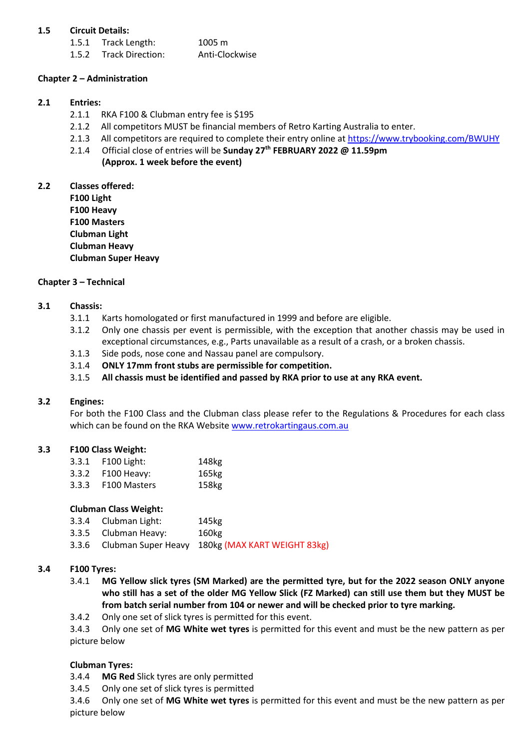**1.5 Circuit Details:**

1.5.1 Track Length: 1005 m

1.5.2 Track Direction: Anti-Clockwise

## Chapter 2 – Administration

**2.1 Entries:**

2.1.1 RKA F100 & Clubman entry fee is $195

2.1.2 All competitors MUST be financial members of Retro Karting Australia to enter.

2.1.3 All competitors are required to complete their entry online at https://www.trybooking.com/BWUHY

2.1.4 Official close of entries will be **Sunday 27th FEBRUARY 2022 @ 11.59pm (Approx. 1 week before the event)**

**2.2 Classes offered:**

**F100 Light**
**F100 Heavy**
**F100 Masters**
**Clubman Light**
**Clubman Heavy**
**Clubman Super Heavy**

## Chapter 3 – Technical

**3.1 Chassis:**

3.1.1 Karts homologated or first manufactured in 1999 and before are eligible.

3.1.2 Only one chassis per event is permissible, with the exception that another chassis may be used in exceptional circumstances, e.g., Parts unavailable as a result of a crash, or a broken chassis.

3.1.3 Side pods, nose cone and Nassau panel are compulsory.

3.1.4 **ONLY 17mm front stubs are permissible for competition.**

3.1.5 **All chassis must be identified and passed by RKA prior to use at any RKA event.**

**3.2 Engines:**

For both the F100 Class and the Clubman class please refer to the Regulations & Procedures for each class which can be found on the RKA Website www.retrokartingaus.com.au

**3.3 F100 Class Weight:**

3.3.1 F100 Light: 148kg

3.3.2 F100 Heavy: 165kg

3.3.3 F100 Masters 158kg

**Clubman Class Weight:**

3.3.4 Clubman Light: 145kg

3.3.5 Clubman Heavy: 160kg

3.3.6 Clubman Super Heavy 180kg (MAX KART WEIGHT 83kg)

**3.4 F100 Tyres:**

3.4.1 **MG Yellow slick tyres (SM Marked) are the permitted tyre, but for the 2022 season ONLY anyone who still has a set of the older MG Yellow Slick (FZ Marked) can still use them but they MUST be from batch serial number from 104 or newer and will be checked prior to tyre marking.**

3.4.2 Only one set of slick tyres is permitted for this event.

3.4.3 Only one set of **MG White wet tyres** is permitted for this event and must be the new pattern as per picture below

**Clubman Tyres:**

3.4.4 **MG Red** Slick tyres are only permitted

3.4.5 Only one set of slick tyres is permitted

3.4.6 Only one set of **MG White wet tyres** is permitted for this event and must be the new pattern as per picture below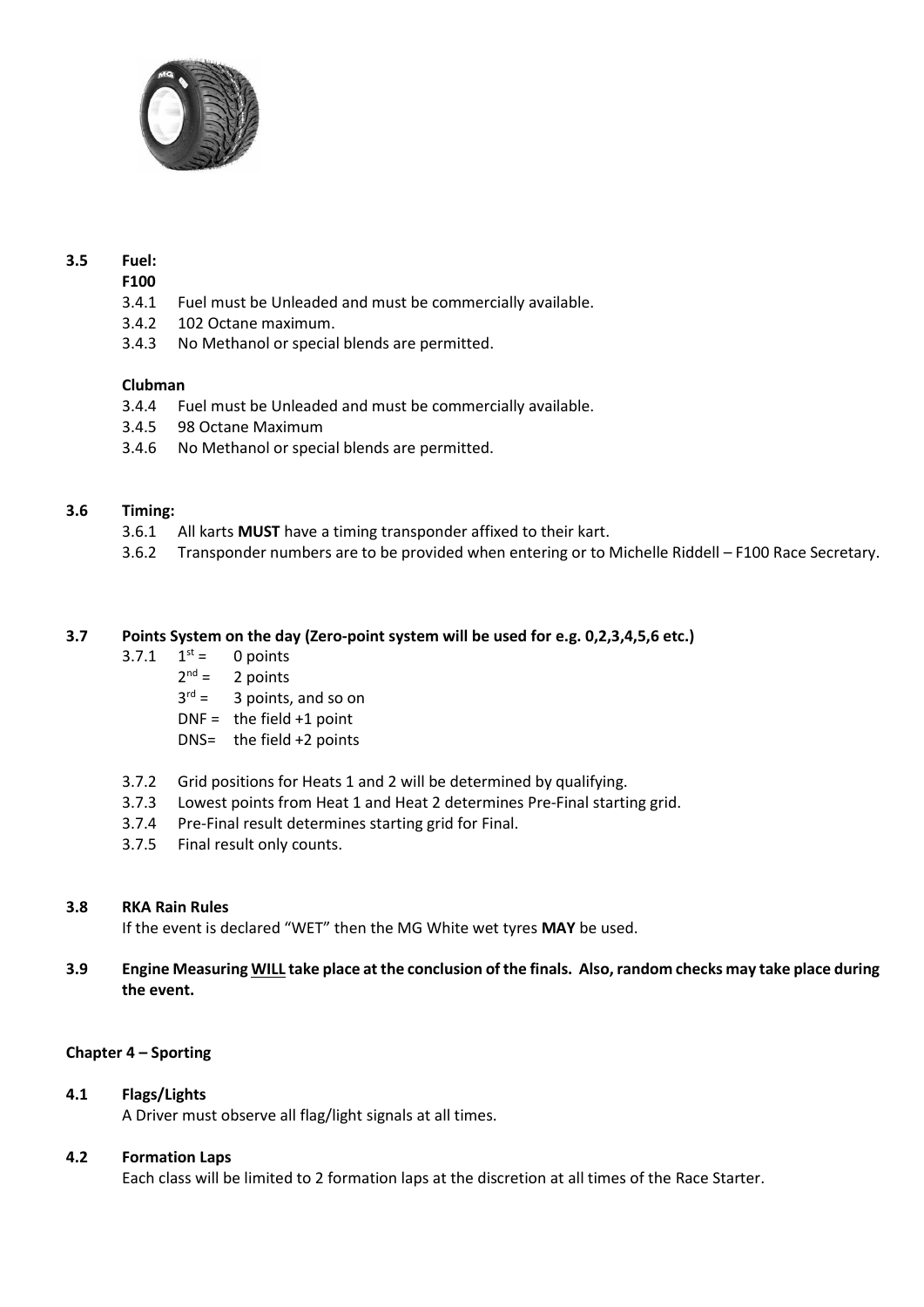**3.5 Fuel:**

**F100**

3.4.1 Fuel must be Unleaded and must be commercially available.

3.4.2 102 Octane maximum.

3.4.3 No Methanol or special blends are permitted.

**Clubman**

3.4.4 Fuel must be Unleaded and must be commercially available.

3.4.5 98 Octane Maximum

3.4.6 No Methanol or special blends are permitted.

**3.6 Timing:**

3.6.1 All karts **MUST** have a timing transponder affixed to their kart.

3.6.2 Transponder numbers are to be provided when entering or to Michelle Riddell – F100 Race Secretary.

**3.7 Points System on the day (Zero-point system will be used for e.g. 0,2,3,4,5,6 etc.)**

3.7.1 1st = 0 points
2nd = 2 points
3rd = 3 points, and so on
DNF = the field +1 point
DNS= the field +2 points

3.7.2 Grid positions for Heats 1 and 2 will be determined by qualifying.

3.7.3 Lowest points from Heat 1 and Heat 2 determines Pre-Final starting grid.

3.7.4 Pre-Final result determines starting grid for Final.

3.7.5 Final result only counts.

**3.8 RKA Rain Rules**

If the event is declared "WET" then the MG White wet tyres **MAY** be used.

**3.9 Engine Measuring WILL take place at the conclusion of the finals. Also, random checks may take place during the event.**

**Chapter 4 – Sporting**

**4.1 Flags/Lights**

A Driver must observe all flag/light signals at all times.

**4.2 Formation Laps**

Each class will be limited to 2 formation laps at the discretion at all times of the Race Starter.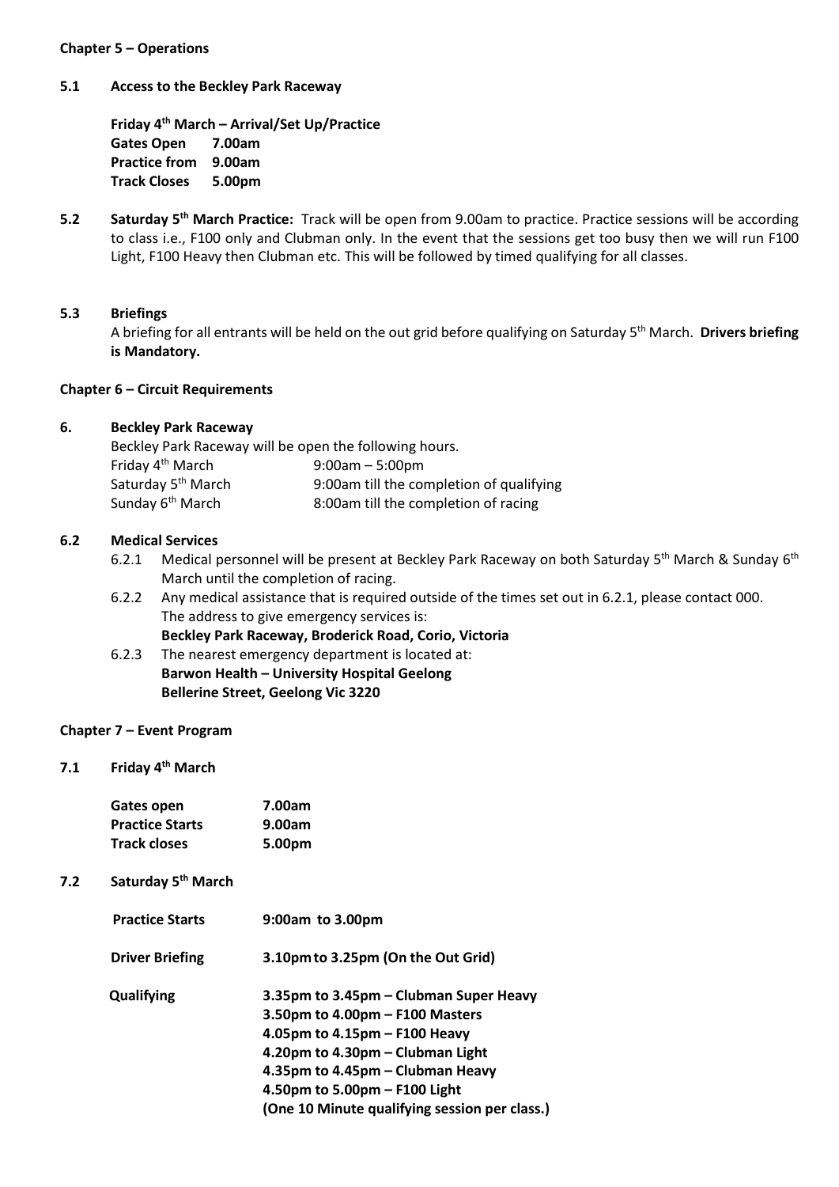**Chapter 5 – Operations**

**5.1 Access to the Beckley Park Raceway**

**Friday 4th March – Arrival/Set Up/Practice**

| | |
|---|---|
| **Gates Open** | **7.00am** |
| **Practice from** | **9.00am** |
| **Track Closes** | **5.00pm** |

**5.2 Saturday 5th March Practice:** Track will be open from 9.00am to practice. Practice sessions will be according to class i.e., F100 only and Clubman only. In the event that the sessions get too busy then we will run F100 Light, F100 Heavy then Clubman etc. This will be followed by timed qualifying for all classes.

**5.3 Briefings**

A briefing for all entrants will be held on the out grid before qualifying on Saturday 5th March. **Drivers briefing is Mandatory.**

**Chapter 6 – Circuit Requirements**

**6. Beckley Park Raceway**

Beckley Park Raceway will be open the following hours.

| | |
|---|---|
| Friday 4th March | 9:00am – 5:00pm |
| Saturday 5th March | 9:00am till the completion of qualifying |
| Sunday 6th March | 8:00am till the completion of racing |

**6.2 Medical Services**

6.2.1 Medical personnel will be present at Beckley Park Raceway on both Saturday 5th March & Sunday 6th March until the completion of racing.

6.2.2 Any medical assistance that is required outside of the times set out in 6.2.1, please contact 000. The address to give emergency services is:
**Beckley Park Raceway, Broderick Road, Corio, Victoria**

6.2.3 The nearest emergency department is located at:
**Barwon Health – University Hospital Geelong**
**Bellerine Street, Geelong Vic 3220**

**Chapter 7 – Event Program**

**7.1 Friday 4th March**

| | |
|---|---|
| **Gates open** | **7.00am** |
| **Practice Starts** | **9.00am** |
| **Track closes** | **5.00pm** |

**7.2 Saturday 5th March**

| | |
|---|---|
| **Practice Starts** | **9:00am to 3.00pm** |
| **Driver Briefing** | **3.10pm to 3.25pm (On the Out Grid)** |
| **Qualifying** | **3.35pm to 3.45pm – Clubman Super Heavy**<br>**3.50pm to 4.00pm – F100 Masters**<br>**4.05pm to 4.15pm – F100 Heavy**<br>**4.20pm to 4.30pm – Clubman Light**<br>**4.35pm to 4.45pm – Clubman Heavy**<br>**4.50pm to 5.00pm – F100 Light**<br>**(One 10 Minute qualifying session per class.)** |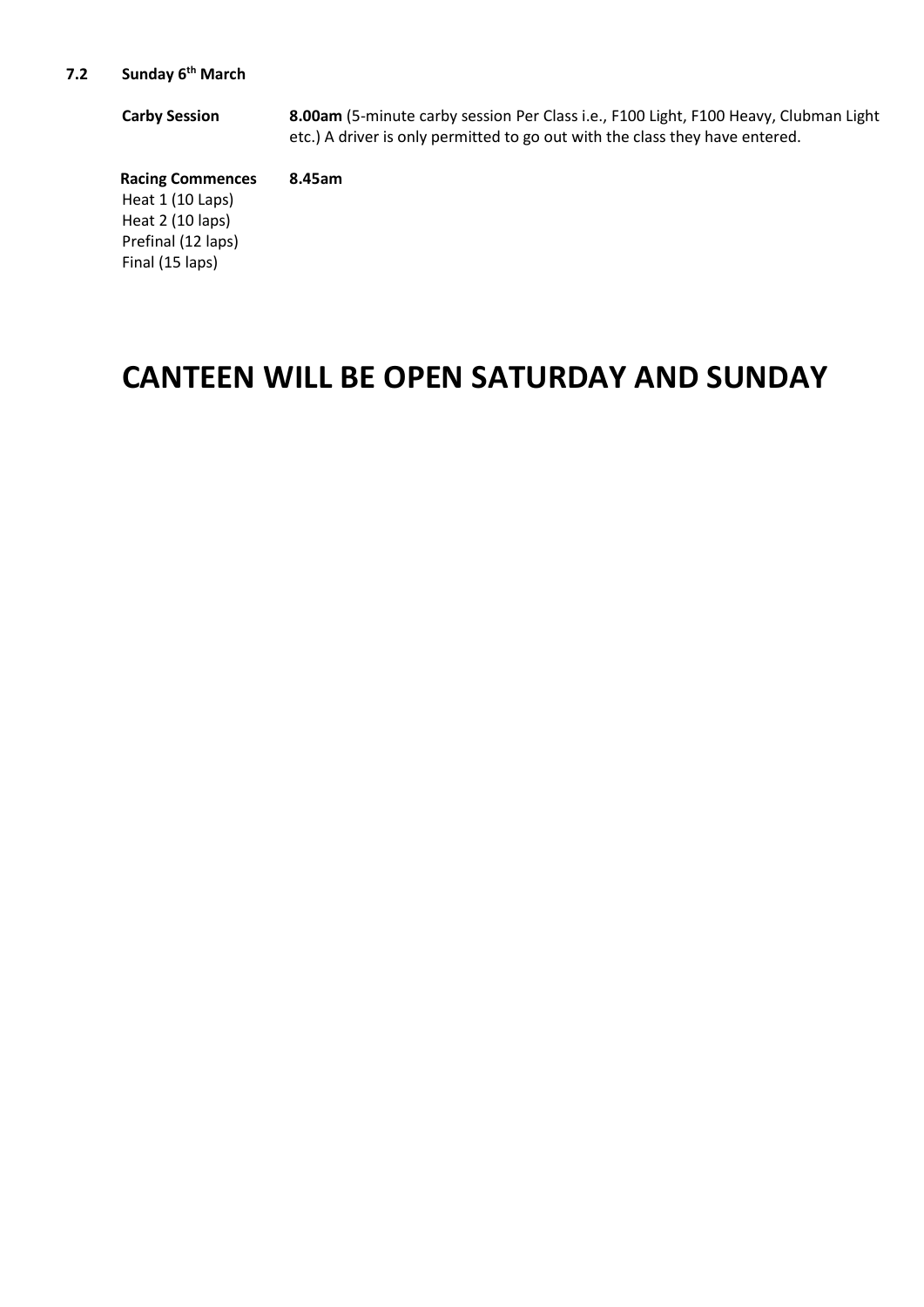### 7.2 Sunday 6th March

**Carby Session** **8.00am** (5-minute carby session Per Class i.e., F100 Light, F100 Heavy, Clubman Light etc.) A driver is only permitted to go out with the class they have entered.

**Racing Commences** **8.45am**

Heat 1 (10 Laps)
Heat 2 (10 laps)
Prefinal (12 laps)
Final (15 laps)

# CANTEEN WILL BE OPEN SATURDAY AND SUNDAY